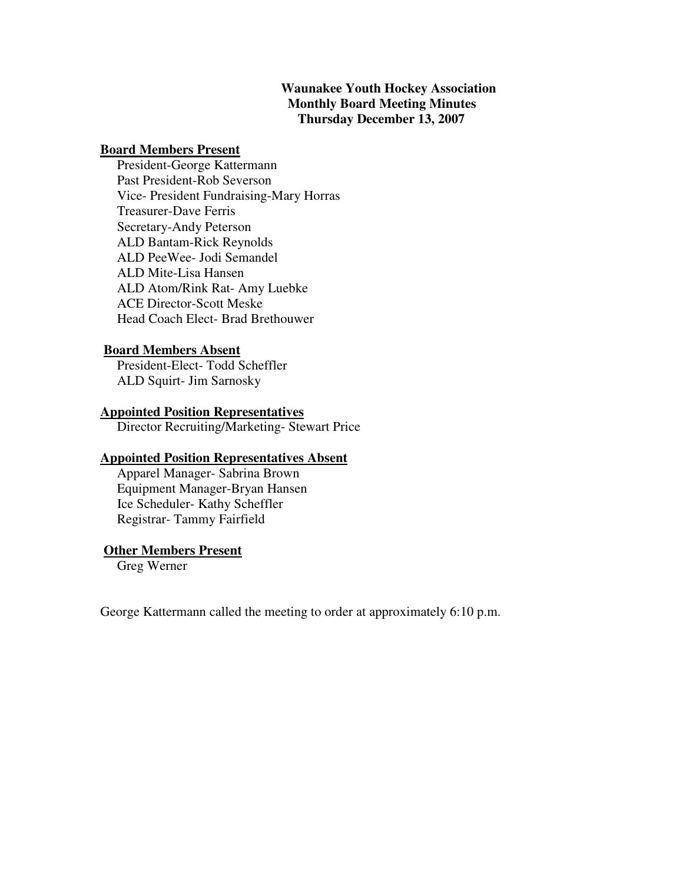**Waunakee Youth Hockey Association**
**Monthly Board Meeting Minutes**
**Thursday December 13, 2007**

**Board Members Present**

President-George Kattermann
Past President-Rob Severson
Vice- President Fundraising-Mary Horras
Treasurer-Dave Ferris
Secretary-Andy Peterson
ALD Bantam-Rick Reynolds
ALD PeeWee- Jodi Semandel
ALD Mite-Lisa Hansen
ALD Atom/Rink Rat- Amy Luebke
ACE Director-Scott Meske
Head Coach Elect- Brad Brethouwer

**Board Members Absent**

President-Elect- Todd Scheffler
ALD Squirt- Jim Sarnosky

**Appointed Position Representatives**

Director Recruiting/Marketing- Stewart Price

**Appointed Position Representatives Absent**

Apparel Manager- Sabrina Brown
Equipment Manager-Bryan Hansen
Ice Scheduler- Kathy Scheffler
Registrar- Tammy Fairfield

**Other Members Present**

Greg Werner

George Kattermann called the meeting to order at approximately 6:10 p.m.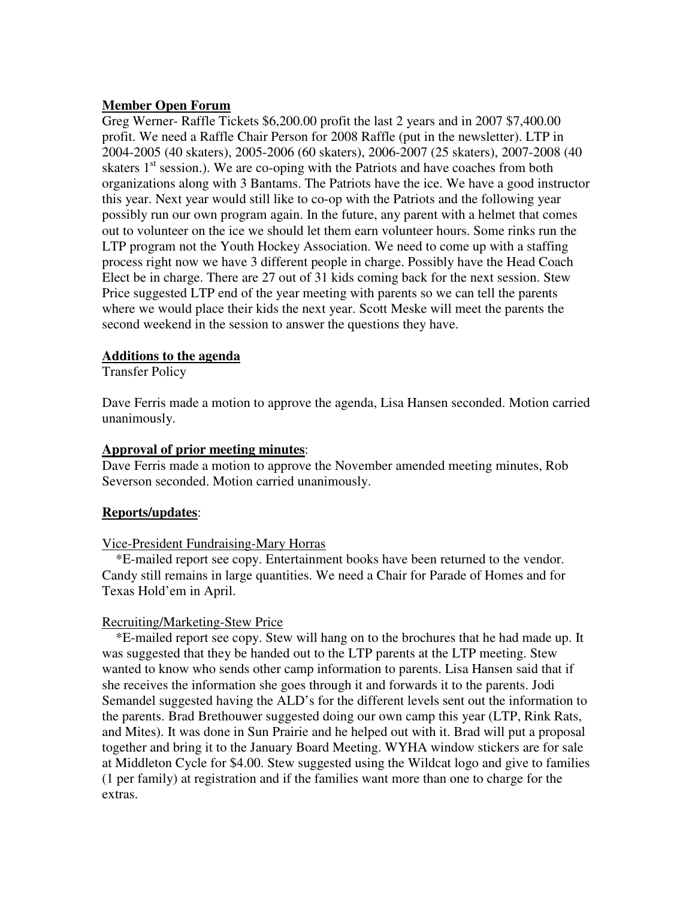**Member Open Forum**

Greg Werner- Raffle Tickets $6,200.00 profit the last 2 years and in 2007 $7,400.00 profit. We need a Raffle Chair Person for 2008 Raffle (put in the newsletter). LTP in 2004-2005 (40 skaters), 2005-2006 (60 skaters), 2006-2007 (25 skaters), 2007-2008 (40 skaters 1st session.). We are co-oping with the Patriots and have coaches from both organizations along with 3 Bantams. The Patriots have the ice. We have a good instructor this year. Next year would still like to co-op with the Patriots and the following year possibly run our own program again. In the future, any parent with a helmet that comes out to volunteer on the ice we should let them earn volunteer hours. Some rinks run the LTP program not the Youth Hockey Association. We need to come up with a staffing process right now we have 3 different people in charge. Possibly have the Head Coach Elect be in charge. There are 27 out of 31 kids coming back for the next session. Stew Price suggested LTP end of the year meeting with parents so we can tell the parents where we would place their kids the next year. Scott Meske will meet the parents the second weekend in the session to answer the questions they have.

**Additions to the agenda**

Transfer Policy

Dave Ferris made a motion to approve the agenda, Lisa Hansen seconded. Motion carried unanimously.

**Approval of prior meeting minutes**:

Dave Ferris made a motion to approve the November amended meeting minutes, Rob Severson seconded. Motion carried unanimously.

**Reports/updates**:

Vice-President Fundraising-Mary Horras

*E-mailed report see copy. Entertainment books have been returned to the vendor. Candy still remains in large quantities. We need a Chair for Parade of Homes and for Texas Hold'em in April.

Recruiting/Marketing-Stew Price

*E-mailed report see copy. Stew will hang on to the brochures that he had made up. It was suggested that they be handed out to the LTP parents at the LTP meeting. Stew wanted to know who sends other camp information to parents. Lisa Hansen said that if she receives the information she goes through it and forwards it to the parents. Jodi Semandel suggested having the ALD's for the different levels sent out the information to the parents. Brad Brethouwer suggested doing our own camp this year (LTP, Rink Rats, and Mites). It was done in Sun Prairie and he helped out with it. Brad will put a proposal together and bring it to the January Board Meeting. WYHA window stickers are for sale at Middleton Cycle for $4.00. Stew suggested using the Wildcat logo and give to families (1 per family) at registration and if the families want more than one to charge for the extras.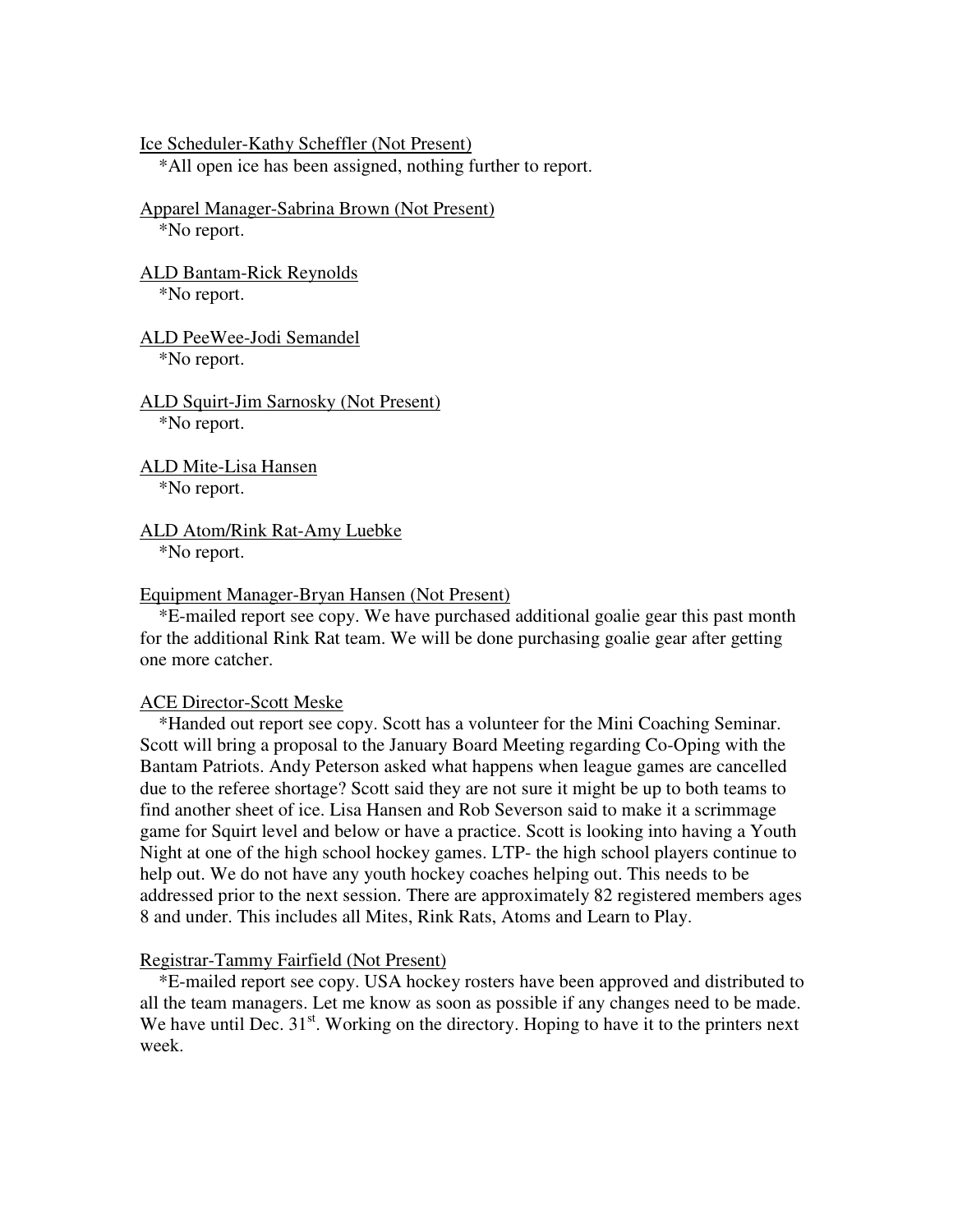<u>Ice Scheduler-Kathy Scheffler (Not Present)</u>
*All open ice has been assigned, nothing further to report.

<u>Apparel Manager-Sabrina Brown (Not Present)</u>
*No report.

<u>ALD Bantam-Rick Reynolds</u>
*No report.

<u>ALD PeeWee-Jodi Semandel</u>
*No report.

<u>ALD Squirt-Jim Sarnosky (Not Present)</u>
*No report.

<u>ALD Mite-Lisa Hansen</u>
*No report.

<u>ALD Atom/Rink Rat-Amy Luebke</u>
*No report.

<u>Equipment Manager-Bryan Hansen (Not Present)</u>
*E-mailed report see copy. We have purchased additional goalie gear this past month for the additional Rink Rat team. We will be done purchasing goalie gear after getting one more catcher.

<u>ACE Director-Scott Meske</u>
*Handed out report see copy. Scott has a volunteer for the Mini Coaching Seminar. Scott will bring a proposal to the January Board Meeting regarding Co-Oping with the Bantam Patriots. Andy Peterson asked what happens when league games are cancelled due to the referee shortage? Scott said they are not sure it might be up to both teams to find another sheet of ice. Lisa Hansen and Rob Severson said to make it a scrimmage game for Squirt level and below or have a practice. Scott is looking into having a Youth Night at one of the high school hockey games. LTP- the high school players continue to help out. We do not have any youth hockey coaches helping out. This needs to be addressed prior to the next session. There are approximately 82 registered members ages 8 and under. This includes all Mites, Rink Rats, Atoms and Learn to Play.

<u>Registrar-Tammy Fairfield (Not Present)</u>
*E-mailed report see copy. USA hockey rosters have been approved and distributed to all the team managers. Let me know as soon as possible if any changes need to be made. We have until Dec. 31st. Working on the directory. Hoping to have it to the printers next week.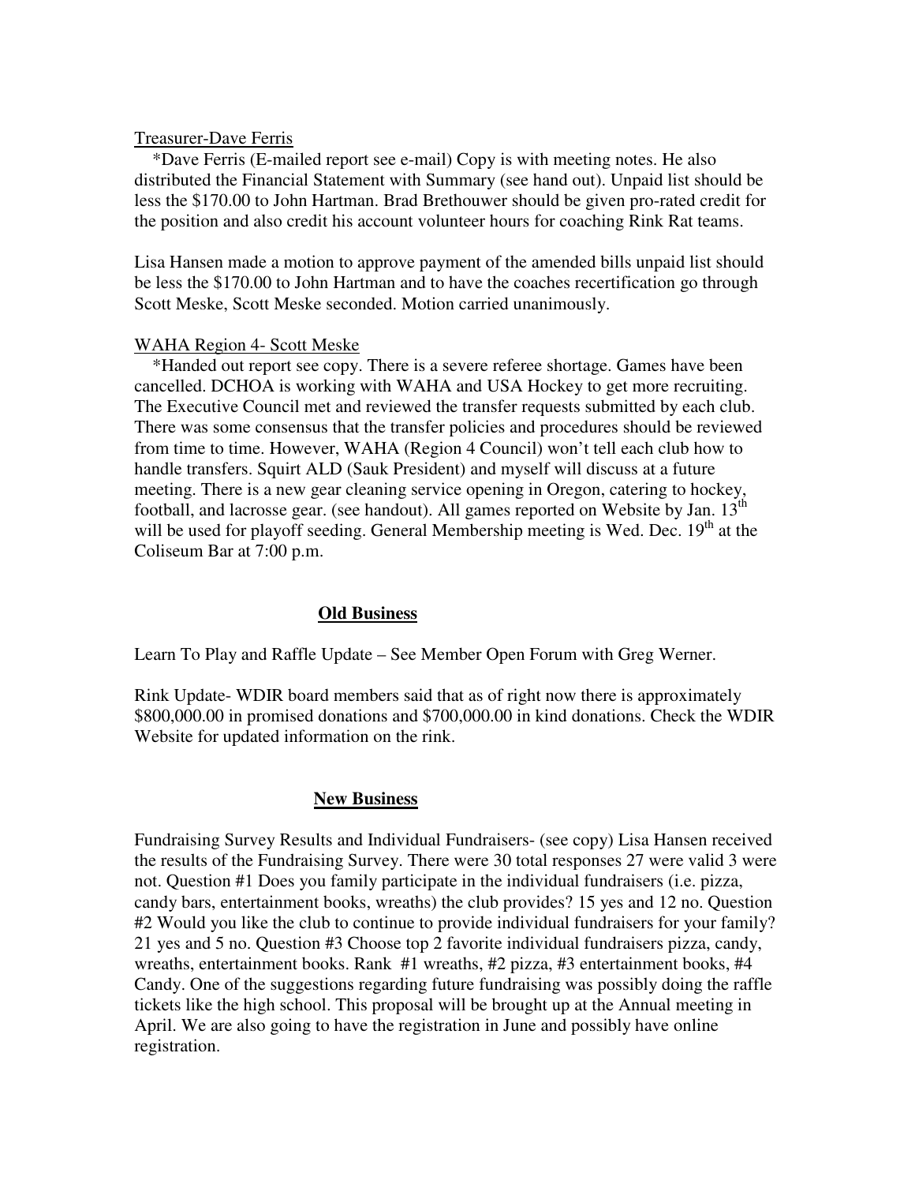Treasurer-Dave Ferris

*Dave Ferris (E-mailed report see e-mail) Copy is with meeting notes. He also distributed the Financial Statement with Summary (see hand out). Unpaid list should be less the $170.00 to John Hartman. Brad Brethouwer should be given pro-rated credit for the position and also credit his account volunteer hours for coaching Rink Rat teams.

Lisa Hansen made a motion to approve payment of the amended bills unpaid list should be less the $170.00 to John Hartman and to have the coaches recertification go through Scott Meske, Scott Meske seconded. Motion carried unanimously.

WAHA Region 4- Scott Meske

*Handed out report see copy. There is a severe referee shortage. Games have been cancelled. DCHOA is working with WAHA and USA Hockey to get more recruiting. The Executive Council met and reviewed the transfer requests submitted by each club. There was some consensus that the transfer policies and procedures should be reviewed from time to time. However, WAHA (Region 4 Council) won't tell each club how to handle transfers. Squirt ALD (Sauk President) and myself will discuss at a future meeting. There is a new gear cleaning service opening in Oregon, catering to hockey, football, and lacrosse gear. (see handout). All games reported on Website by Jan. 13th will be used for playoff seeding. General Membership meeting is Wed. Dec. 19th at the Coliseum Bar at 7:00 p.m.

## Old Business

Learn To Play and Raffle Update – See Member Open Forum with Greg Werner.

Rink Update- WDIR board members said that as of right now there is approximately $800,000.00 in promised donations and $700,000.00 in kind donations. Check the WDIR Website for updated information on the rink.

## New Business

Fundraising Survey Results and Individual Fundraisers- (see copy) Lisa Hansen received the results of the Fundraising Survey. There were 30 total responses 27 were valid 3 were not. Question #1 Does you family participate in the individual fundraisers (i.e. pizza, candy bars, entertainment books, wreaths) the club provides? 15 yes and 12 no. Question #2 Would you like the club to continue to provide individual fundraisers for your family? 21 yes and 5 no. Question #3 Choose top 2 favorite individual fundraisers pizza, candy, wreaths, entertainment books. Rank #1 wreaths, #2 pizza, #3 entertainment books, #4 Candy. One of the suggestions regarding future fundraising was possibly doing the raffle tickets like the high school. This proposal will be brought up at the Annual meeting in April. We are also going to have the registration in June and possibly have online registration.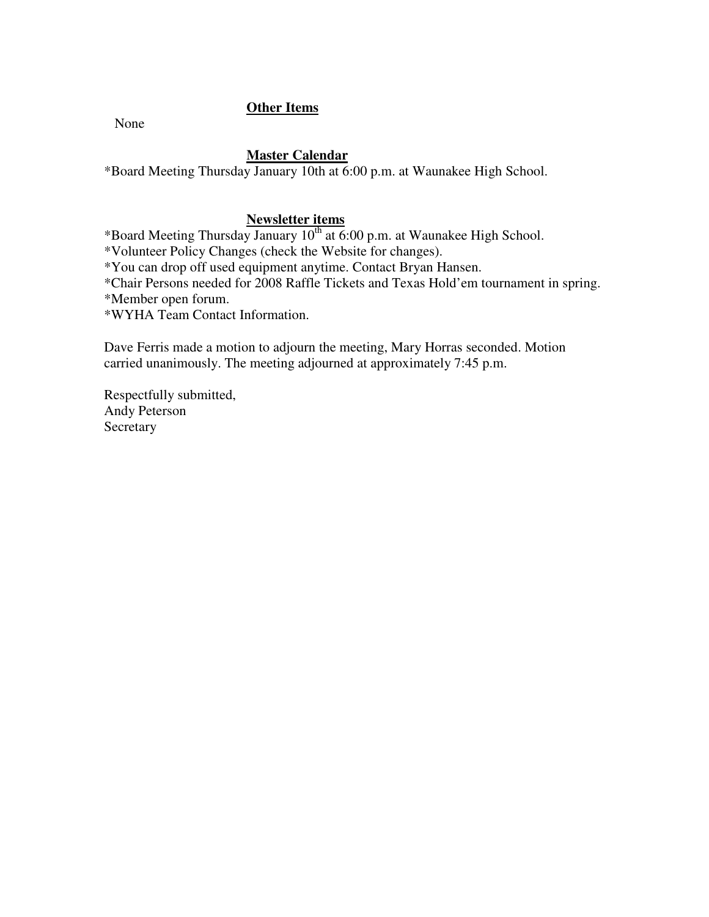**Other Items**

None

**Master Calendar**

*Board Meeting Thursday January 10th at 6:00 p.m. at Waunakee High School.

**Newsletter items**

*Board Meeting Thursday January 10th at 6:00 p.m. at Waunakee High School.
*Volunteer Policy Changes (check the Website for changes).
*You can drop off used equipment anytime. Contact Bryan Hansen.
*Chair Persons needed for 2008 Raffle Tickets and Texas Hold'em tournament in spring.
*Member open forum.
*WYHA Team Contact Information.

Dave Ferris made a motion to adjourn the meeting, Mary Horras seconded. Motion carried unanimously. The meeting adjourned at approximately 7:45 p.m.

Respectfully submitted,
Andy Peterson
Secretary